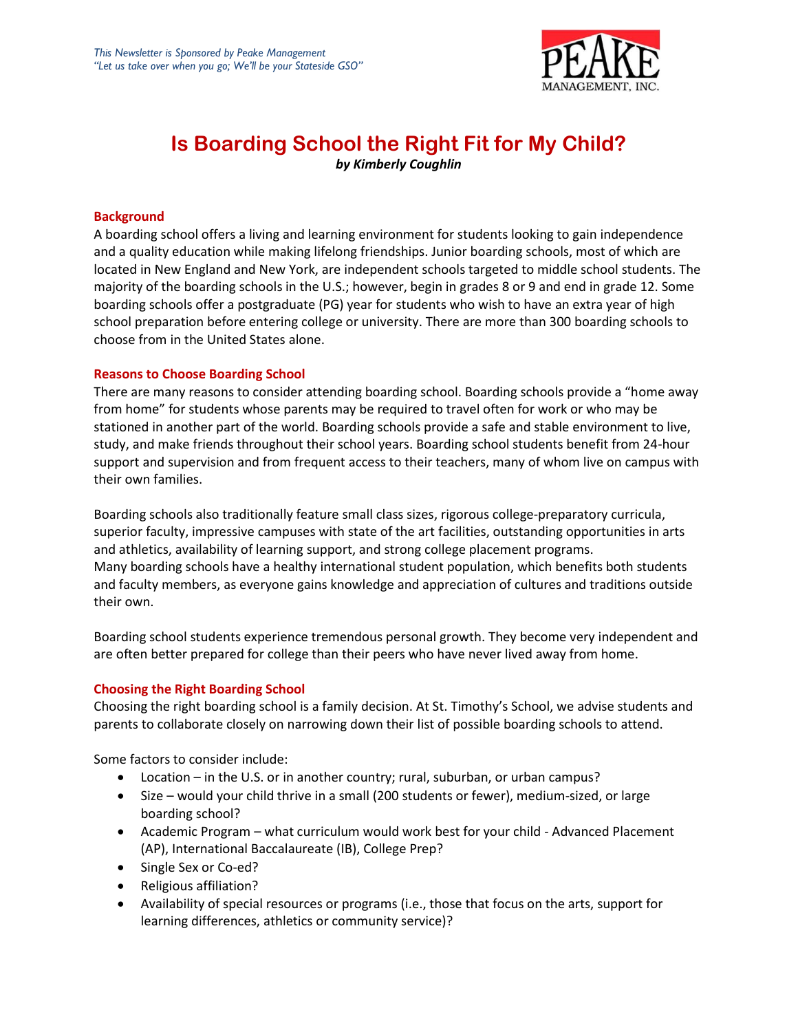*This Newsletter is Sponsored by Peake Management*
*"Let us take over when you go; We'll be your Stateside GSO"*

PEAKE MANAGEMENT, INC.

# Is Boarding School the Right Fit for My Child?

***by Kimberly Coughlin***

## Background

A boarding school offers a living and learning environment for students looking to gain independence and a quality education while making lifelong friendships. Junior boarding schools, most of which are located in New England and New York, are independent schools targeted to middle school students. The majority of the boarding schools in the U.S.; however, begin in grades 8 or 9 and end in grade 12. Some boarding schools offer a postgraduate (PG) year for students who wish to have an extra year of high school preparation before entering college or university. There are more than 300 boarding schools to choose from in the United States alone.

## Reasons to Choose Boarding School

There are many reasons to consider attending boarding school. Boarding schools provide a "home away from home" for students whose parents may be required to travel often for work or who may be stationed in another part of the world. Boarding schools provide a safe and stable environment to live, study, and make friends throughout their school years. Boarding school students benefit from 24-hour support and supervision and from frequent access to their teachers, many of whom live on campus with their own families.

Boarding schools also traditionally feature small class sizes, rigorous college-preparatory curricula, superior faculty, impressive campuses with state of the art facilities, outstanding opportunities in arts and athletics, availability of learning support, and strong college placement programs.
Many boarding schools have a healthy international student population, which benefits both students and faculty members, as everyone gains knowledge and appreciation of cultures and traditions outside their own.

Boarding school students experience tremendous personal growth. They become very independent and are often better prepared for college than their peers who have never lived away from home.

## Choosing the Right Boarding School

Choosing the right boarding school is a family decision. At St. Timothy's School, we advise students and parents to collaborate closely on narrowing down their list of possible boarding schools to attend.

Some factors to consider include:

- Location – in the U.S. or in another country; rural, suburban, or urban campus?
- Size – would your child thrive in a small (200 students or fewer), medium-sized, or large boarding school?
- Academic Program – what curriculum would work best for your child - Advanced Placement (AP), International Baccalaureate (IB), College Prep?
- Single Sex or Co-ed?
- Religious affiliation?
- Availability of special resources or programs (i.e., those that focus on the arts, support for learning differences, athletics or community service)?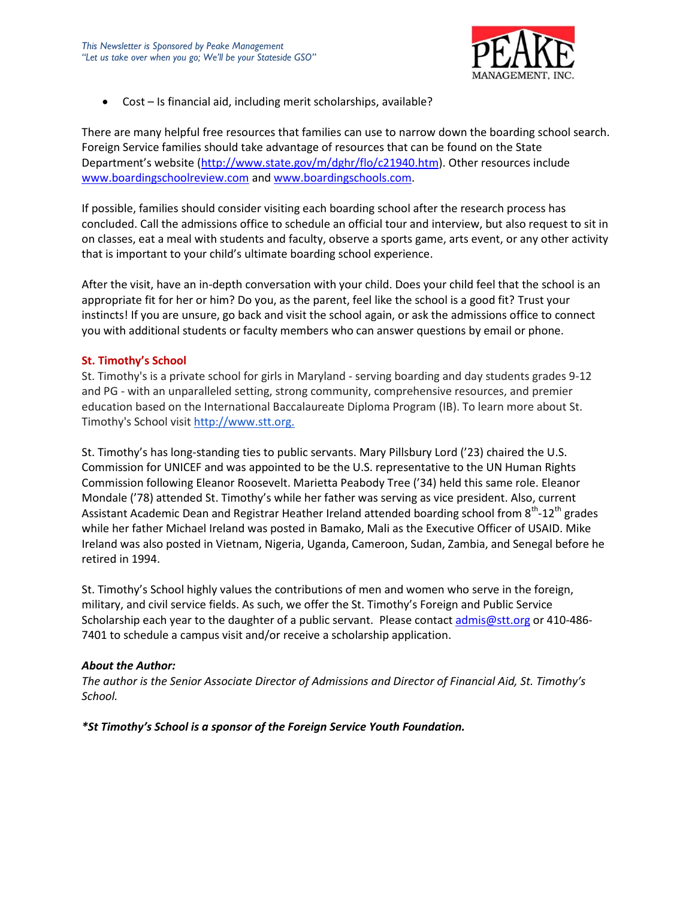- Cost – Is financial aid, including merit scholarships, available?

There are many helpful free resources that families can use to narrow down the boarding school search. Foreign Service families should take advantage of resources that can be found on the State Department's website (http://www.state.gov/m/dghr/flo/c21940.htm). Other resources include www.boardingschoolreview.com and www.boardingschools.com.

If possible, families should consider visiting each boarding school after the research process has concluded. Call the admissions office to schedule an official tour and interview, but also request to sit in on classes, eat a meal with students and faculty, observe a sports game, arts event, or any other activity that is important to your child's ultimate boarding school experience.

After the visit, have an in-depth conversation with your child. Does your child feel that the school is an appropriate fit for her or him? Do you, as the parent, feel like the school is a good fit? Trust your instincts! If you are unsure, go back and visit the school again, or ask the admissions office to connect you with additional students or faculty members who can answer questions by email or phone.

## St. Timothy's School

St. Timothy's is a private school for girls in Maryland - serving boarding and day students grades 9-12 and PG - with an unparalleled setting, strong community, comprehensive resources, and premier education based on the International Baccalaureate Diploma Program (IB). To learn more about St. Timothy's School visit http://www.stt.org.

St. Timothy's has long-standing ties to public servants. Mary Pillsbury Lord ('23) chaired the U.S. Commission for UNICEF and was appointed to be the U.S. representative to the UN Human Rights Commission following Eleanor Roosevelt. Marietta Peabody Tree ('34) held this same role. Eleanor Mondale ('78) attended St. Timothy's while her father was serving as vice president. Also, current Assistant Academic Dean and Registrar Heather Ireland attended boarding school from 8th-12th grades while her father Michael Ireland was posted in Bamako, Mali as the Executive Officer of USAID. Mike Ireland was also posted in Vietnam, Nigeria, Uganda, Cameroon, Sudan, Zambia, and Senegal before he retired in 1994.

St. Timothy's School highly values the contributions of men and women who serve in the foreign, military, and civil service fields. As such, we offer the St. Timothy's Foreign and Public Service Scholarship each year to the daughter of a public servant. Please contact admis@stt.org or 410-486-7401 to schedule a campus visit and/or receive a scholarship application.

***About the Author:***
*The author is the Senior Associate Director of Admissions and Director of Financial Aid, St. Timothy's School.*

***St Timothy's School is a sponsor of the Foreign Service Youth Foundation.*** (preceded by *)